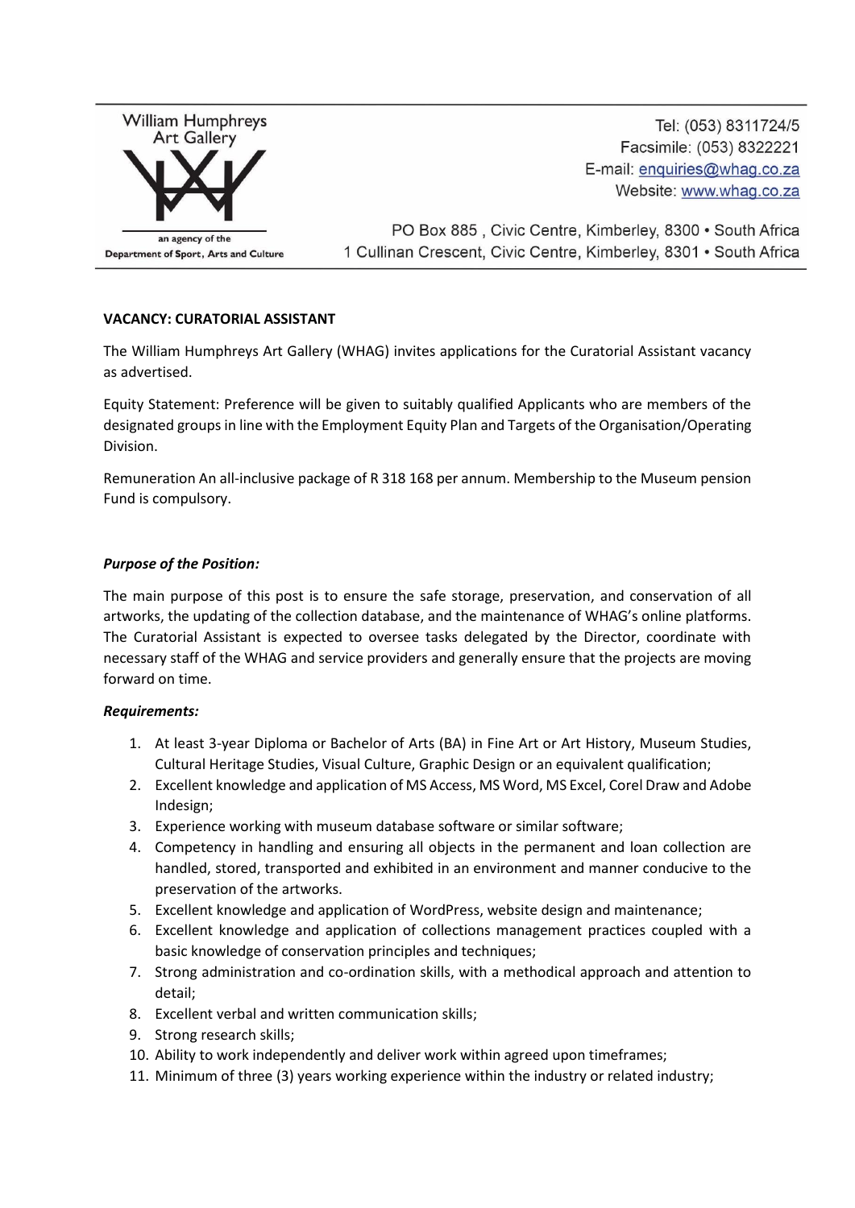William Humphreys Art Gallery

an agency of the Department of Sport, Arts and Culture

Tel: (053) 8311724/5
Facsimile: (053) 8322221
E-mail: enquiries@whag.co.za
Website: www.whag.co.za

PO Box 885 , Civic Centre, Kimberley, 8300 • South Africa
1 Cullinan Crescent, Civic Centre, Kimberley, 8301 • South Africa

**VACANCY: CURATORIAL ASSISTANT**

The William Humphreys Art Gallery (WHAG) invites applications for the Curatorial Assistant vacancy as advertised.

Equity Statement: Preference will be given to suitably qualified Applicants who are members of the designated groups in line with the Employment Equity Plan and Targets of the Organisation/Operating Division.

Remuneration An all-inclusive package of R 318 168 per annum. Membership to the Museum pension Fund is compulsory.

***Purpose of the Position:***

The main purpose of this post is to ensure the safe storage, preservation, and conservation of all artworks, the updating of the collection database, and the maintenance of WHAG's online platforms. The Curatorial Assistant is expected to oversee tasks delegated by the Director, coordinate with necessary staff of the WHAG and service providers and generally ensure that the projects are moving forward on time.

***Requirements:***

1. At least 3-year Diploma or Bachelor of Arts (BA) in Fine Art or Art History, Museum Studies, Cultural Heritage Studies, Visual Culture, Graphic Design or an equivalent qualification;
2. Excellent knowledge and application of MS Access, MS Word, MS Excel, Corel Draw and Adobe Indesign;
3. Experience working with museum database software or similar software;
4. Competency in handling and ensuring all objects in the permanent and loan collection are handled, stored, transported and exhibited in an environment and manner conducive to the preservation of the artworks.
5. Excellent knowledge and application of WordPress, website design and maintenance;
6. Excellent knowledge and application of collections management practices coupled with a basic knowledge of conservation principles and techniques;
7. Strong administration and co-ordination skills, with a methodical approach and attention to detail;
8. Excellent verbal and written communication skills;
9. Strong research skills;
10. Ability to work independently and deliver work within agreed upon timeframes;
11. Minimum of three (3) years working experience within the industry or related industry;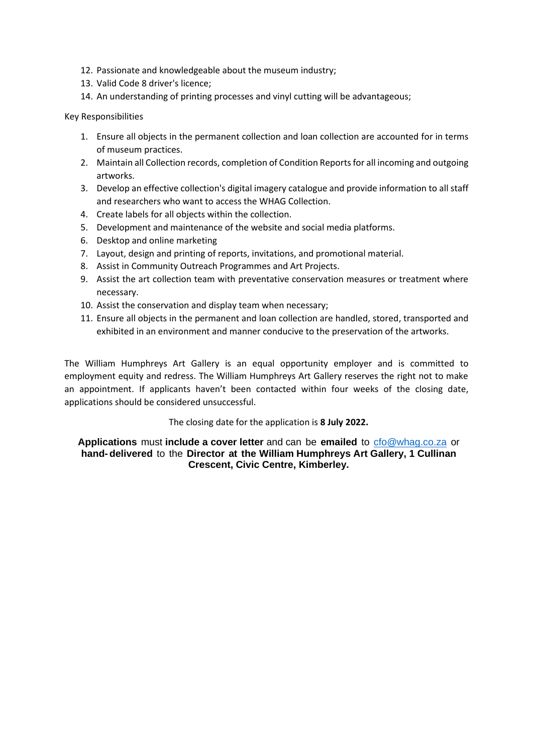12. Passionate and knowledgeable about the museum industry;
13. Valid Code 8 driver's licence;
14. An understanding of printing processes and vinyl cutting will be advantageous;

Key Responsibilities

1. Ensure all objects in the permanent collection and loan collection are accounted for in terms of museum practices.
2. Maintain all Collection records, completion of Condition Reports for all incoming and outgoing artworks.
3. Develop an effective collection's digital imagery catalogue and provide information to all staff and researchers who want to access the WHAG Collection.
4. Create labels for all objects within the collection.
5. Development and maintenance of the website and social media platforms.
6. Desktop and online marketing
7. Layout, design and printing of reports, invitations, and promotional material.
8. Assist in Community Outreach Programmes and Art Projects.
9. Assist the art collection team with preventative conservation measures or treatment where necessary.
10. Assist the conservation and display team when necessary;
11. Ensure all objects in the permanent and loan collection are handled, stored, transported and exhibited in an environment and manner conducive to the preservation of the artworks.

The William Humphreys Art Gallery is an equal opportunity employer and is committed to employment equity and redress. The William Humphreys Art Gallery reserves the right not to make an appointment. If applicants haven't been contacted within four weeks of the closing date, applications should be considered unsuccessful.

The closing date for the application is **8 July 2022.**

**Applications** must **include a cover letter** and can be **emailed** to cfo@whag.co.za or **hand-delivered** to the **Director at the William Humphreys Art Gallery, 1 Cullinan Crescent, Civic Centre, Kimberley.**